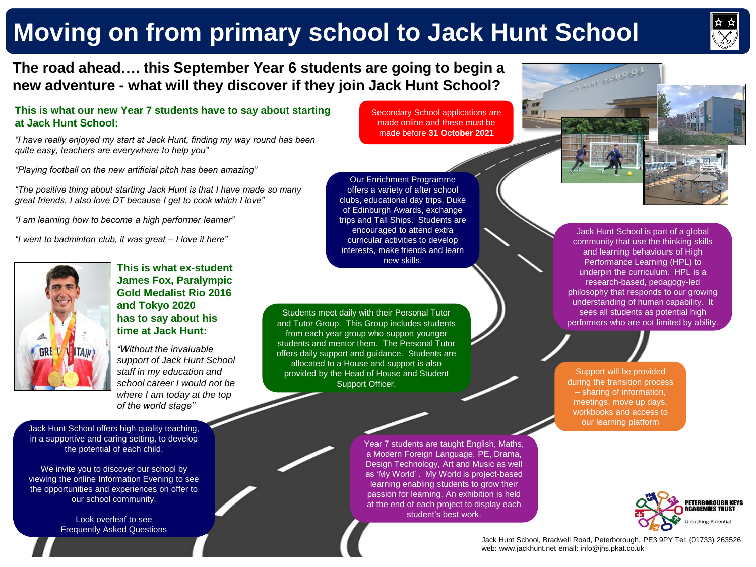# Moving on from primary school to Jack Hunt School

## The road ahead…. this September Year 6 students are going to begin a new adventure - what will they discover if they join Jack Hunt School?

### This is what our new Year 7 students have to say about starting at Jack Hunt School:

*"I have really enjoyed my start at Jack Hunt, finding my way round has been quite easy, teachers are everywhere to help you"*

*"Playing football on the new artificial pitch has been amazing"*

*"The positive thing about starting Jack Hunt is that I have made so many great friends, I also love DT because I get to cook which I love"*

*"I am learning how to become a high performer learner"*

*"I went to badminton club, it was great – I love it here"*

### This is what ex-student James Fox, Paralympic Gold Medalist Rio 2016 and Tokyo 2020 has to say about his time at Jack Hunt:

*"Without the invaluable support of Jack Hunt School staff in my education and school career I would not be where I am today at the top of the world stage"*

Jack Hunt School offers high quality teaching, in a supportive and caring setting, to develop the potential of each child.

We invite you to discover our school by viewing the online Information Evening to see the opportunities and experiences on offer to our school community.

Look overleaf to see Frequently Asked Questions

Secondary School applications are made online and these must be made before **31 October 2021**

Our Enrichment Programme offers a variety of after school clubs, educational day trips, Duke of Edinburgh Awards, exchange trips and Tall Ships. Students are encouraged to attend extra curricular activities to develop interests, make friends and learn new skills.

Students meet daily with their Personal Tutor and Tutor Group. This Group includes students from each year group who support younger students and mentor them. The Personal Tutor offers daily support and guidance. Students are allocated to a House and support is also provided by the Head of House and Student Support Officer.

Jack Hunt School is part of a global community that use the thinking skills and learning behaviours of High Performance Learning (HPL) to underpin the curriculum. HPL is a research-based, pedagogy-led philosophy that responds to our growing understanding of human capability. It sees all students as potential high performers who are not limited by ability.

Support will be provided during the transition process – sharing of information, meetings, move up days, workbooks and access to our learning platform

Year 7 students are taught English, Maths, a Modern Foreign Language, PE, Drama, Design Technology, Art and Music as well as 'My World'. My World is project-based learning enabling students to grow their passion for learning. An exhibition is held at the end of each project to display each student's best work.

PETERBOROUGH KEYS ACADEMIES TRUST
Unlocking Potential

Jack Hunt School, Bradwell Road, Peterborough, PE3 9PY Tel: (01733) 263526
web: www.jackhunt.net email: info@jhs.pkat.co.uk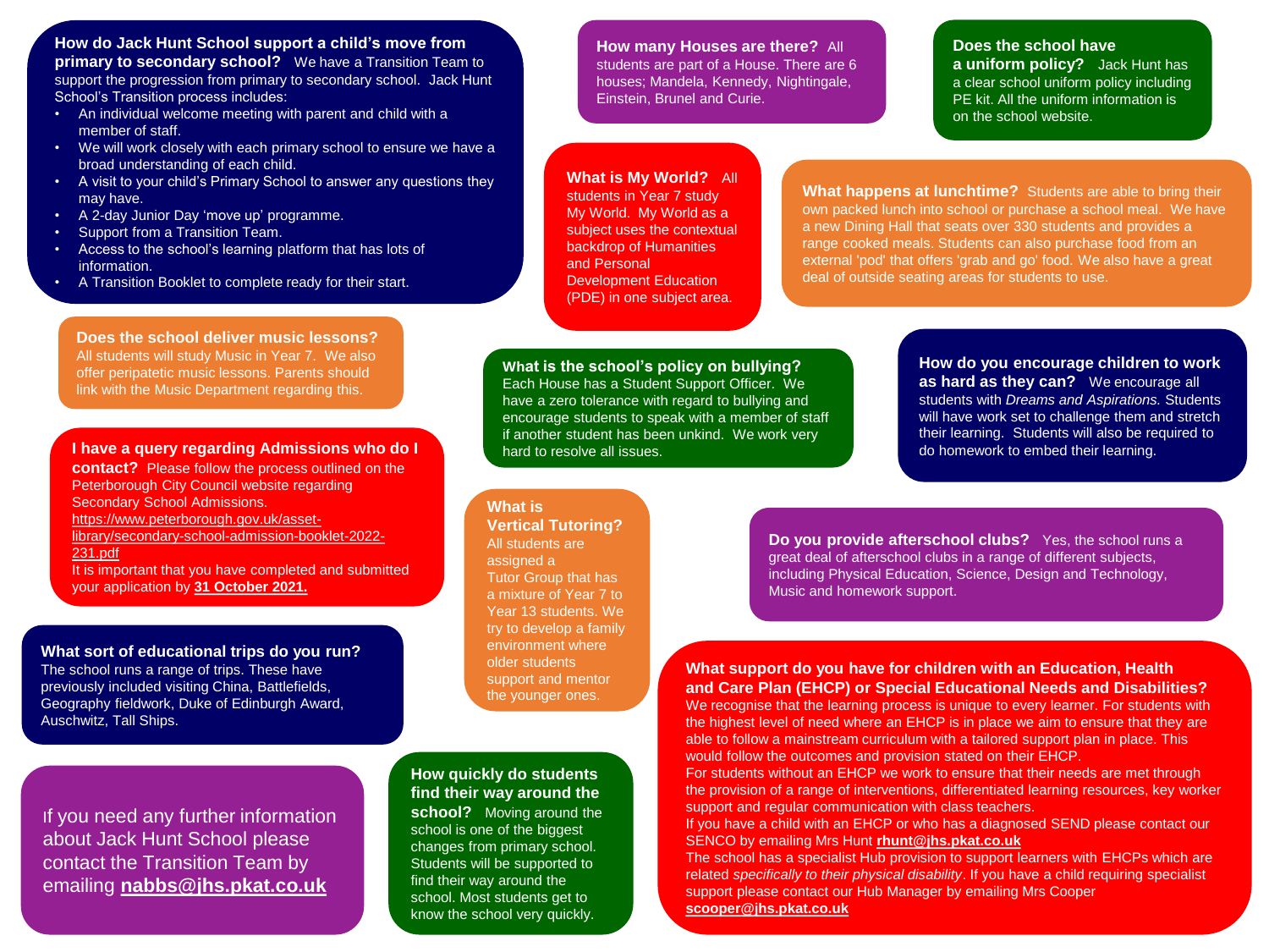**How do Jack Hunt School support a child's move from primary to secondary school?** We have a Transition Team to support the progression from primary to secondary school. Jack Hunt School's Transition process includes:

- An individual welcome meeting with parent and child with a member of staff.
- We will work closely with each primary school to ensure we have a broad understanding of each child.
- A visit to your child's Primary School to answer any questions they may have.
- A 2-day Junior Day 'move up' programme.
- Support from a Transition Team.
- Access to the school's learning platform that has lots of information.
- A Transition Booklet to complete ready for their start.

**How many Houses are there?** All students are part of a House. There are 6 houses; Mandela, Kennedy, Nightingale, Einstein, Brunel and Curie.

**Does the school have a uniform policy?** Jack Hunt has a clear school uniform policy including PE kit. All the uniform information is on the school website.

**What is My World?** All students in Year 7 study My World. My World as a subject uses the contextual backdrop of Humanities and Personal Development Education (PDE) in one subject area.

**What happens at lunchtime?** Students are able to bring their own packed lunch into school or purchase a school meal. We have a new Dining Hall that seats over 330 students and provides a range cooked meals. Students can also purchase food from an external 'pod' that offers 'grab and go' food. We also have a great deal of outside seating areas for students to use.

**Does the school deliver music lessons?** All students will study Music in Year 7. We also offer peripatetic music lessons. Parents should link with the Music Department regarding this.

**What is the school's policy on bullying?** Each House has a Student Support Officer. We have a zero tolerance with regard to bullying and encourage students to speak with a member of staff if another student has been unkind. We work very hard to resolve all issues.

**How do you encourage children to work as hard as they can?** We encourage all students with *Dreams and Aspirations.* Students will have work set to challenge them and stretch their learning. Students will also be required to do homework to embed their learning.

**I have a query regarding Admissions who do I contact?** Please follow the process outlined on the Peterborough City Council website regarding Secondary School Admissions. https://www.peterborough.gov.uk/asset-library/secondary-school-admission-booklet-2022-231.pdf
It is important that you have completed and submitted your application by **31 October 2021.**

**What is Vertical Tutoring?** All students are assigned a Tutor Group that has a mixture of Year 7 to Year 13 students. We try to develop a family environment where older students support and mentor the younger ones.

**Do you provide afterschool clubs?** Yes, the school runs a great deal of afterschool clubs in a range of different subjects, including Physical Education, Science, Design and Technology, Music and homework support.

**What sort of educational trips do you run?** The school runs a range of trips. These have previously included visiting China, Battlefields, Geography fieldwork, Duke of Edinburgh Award, Auschwitz, Tall Ships.

**What support do you have for children with an Education, Health and Care Plan (EHCP) or Special Educational Needs and Disabilities?** We recognise that the learning process is unique to every learner. For students with the highest level of need where an EHCP is in place we aim to ensure that they are able to follow a mainstream curriculum with a tailored support plan in place. This would follow the outcomes and provision stated on their EHCP.
For students without an EHCP we work to ensure that their needs are met through the provision of a range of interventions, differentiated learning resources, key worker support and regular communication with class teachers.
If you have a child with an EHCP or who has a diagnosed SEND please contact our SENCO by emailing Mrs Hunt **rhunt@jhs.pkat.co.uk**
The school has a specialist Hub provision to support learners with EHCPs which are related *specifically to their physical disability*. If you have a child requiring specialist support please contact our Hub Manager by emailing Mrs Cooper **scooper@jhs.pkat.co.uk**

**How quickly do students find their way around the school?** Moving around the school is one of the biggest changes from primary school. Students will be supported to find their way around the school. Most students get to know the school very quickly.

If you need any further information about Jack Hunt School please contact the Transition Team by emailing **nabbs@jhs.pkat.co.uk**